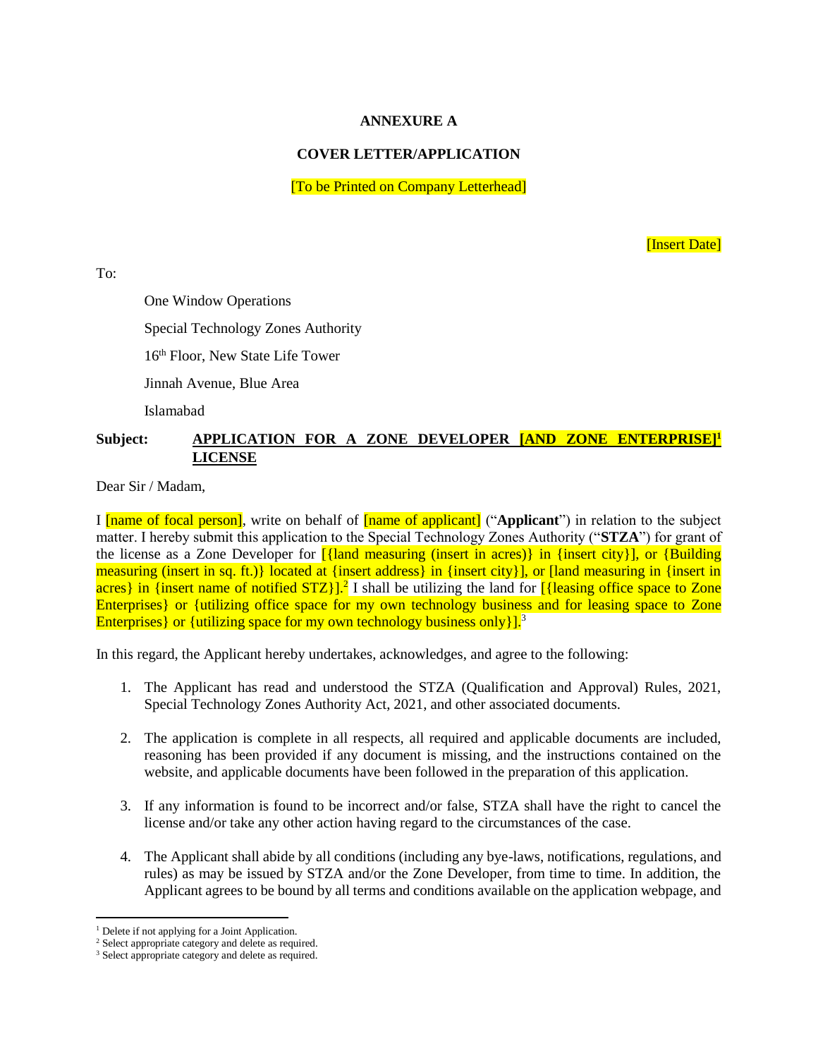**ANNEXURE A**

**COVER LETTER/APPLICATION**

[To be Printed on Company Letterhead]

[Insert Date]

To:

One Window Operations

Special Technology Zones Authority

16th Floor, New State Life Tower

Jinnah Avenue, Blue Area

Islamabad

**Subject: APPLICATION FOR A ZONE DEVELOPER [AND ZONE ENTERPRISE][1] LICENSE**

Dear Sir / Madam,

I [name of focal person], write on behalf of [name of applicant] ("**Applicant**") in relation to the subject matter. I hereby submit this application to the Special Technology Zones Authority ("**STZA**") for grant of the license as a Zone Developer for [{land measuring (insert in acres)} in {insert city}], or {Building measuring (insert in sq. ft.)} located at {insert address} in {insert city}], or [land measuring in {insert in acres} in {insert name of notified STZ}].[2] I shall be utilizing the land for [{leasing office space to Zone Enterprises} or {utilizing office space for my own technology business and for leasing space to Zone Enterprises} or {utilizing space for my own technology business only}].[3]

In this regard, the Applicant hereby undertakes, acknowledges, and agree to the following:

1. The Applicant has read and understood the STZA (Qualification and Approval) Rules, 2021, Special Technology Zones Authority Act, 2021, and other associated documents.

2. The application is complete in all respects, all required and applicable documents are included, reasoning has been provided if any document is missing, and the instructions contained on the website, and applicable documents have been followed in the preparation of this application.

3. If any information is found to be incorrect and/or false, STZA shall have the right to cancel the license and/or take any other action having regard to the circumstances of the case.

4. The Applicant shall abide by all conditions (including any bye-laws, notifications, regulations, and rules) as may be issued by STZA and/or the Zone Developer, from time to time. In addition, the Applicant agrees to be bound by all terms and conditions available on the application webpage, and

[1] Delete if not applying for a Joint Application.

[2] Select appropriate category and delete as required.

[3] Select appropriate category and delete as required.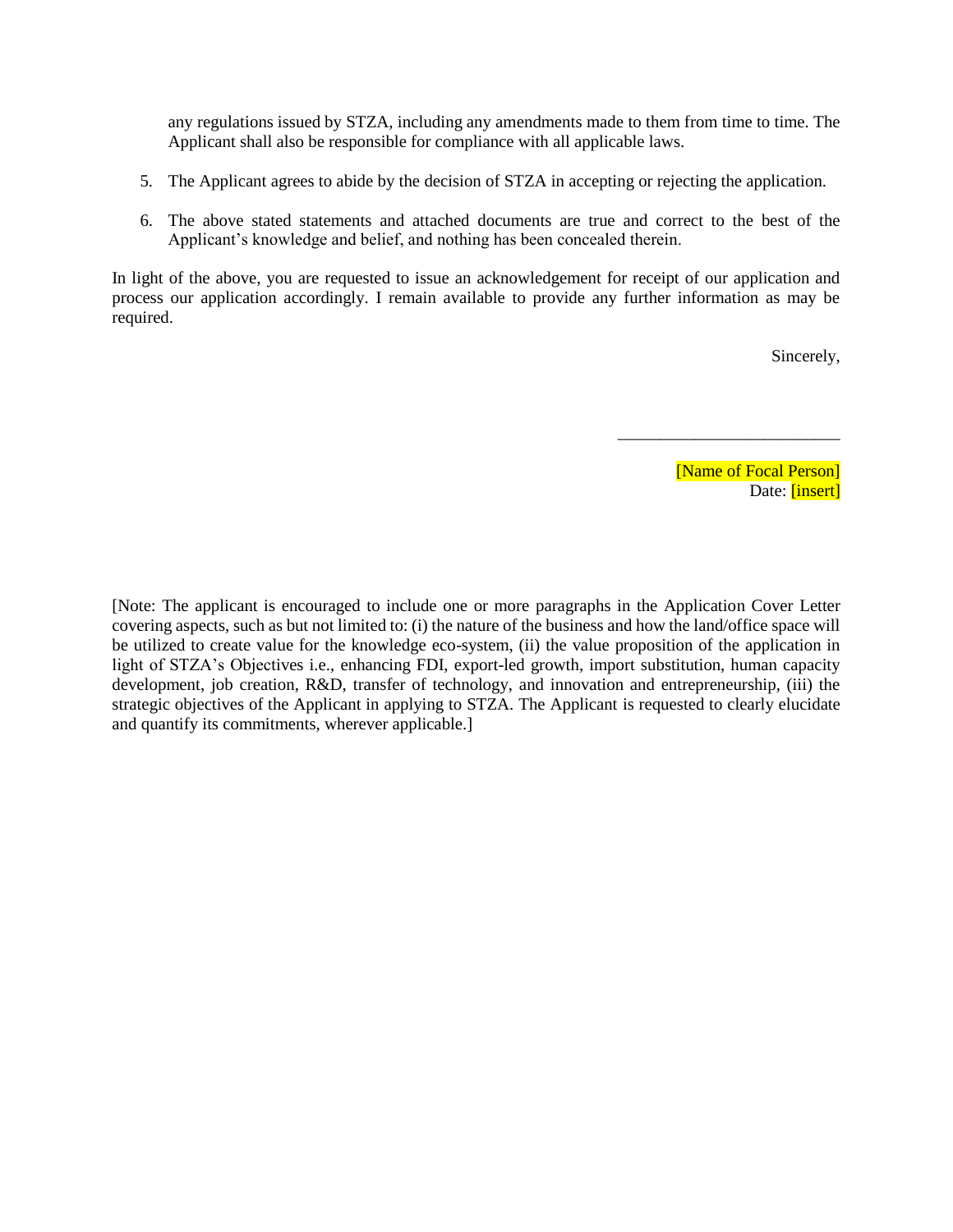any regulations issued by STZA, including any amendments made to them from time to time. The Applicant shall also be responsible for compliance with all applicable laws.

5. The Applicant agrees to abide by the decision of STZA in accepting or rejecting the application.

6. The above stated statements and attached documents are true and correct to the best of the Applicant's knowledge and belief, and nothing has been concealed therein.

In light of the above, you are requested to issue an acknowledgement for receipt of our application and process our application accordingly. I remain available to provide any further information as may be required.

Sincerely,

___________________________

[Name of Focal Person]
Date: [insert]

[Note: The applicant is encouraged to include one or more paragraphs in the Application Cover Letter covering aspects, such as but not limited to: (i) the nature of the business and how the land/office space will be utilized to create value for the knowledge eco-system, (ii) the value proposition of the application in light of STZA's Objectives i.e., enhancing FDI, export-led growth, import substitution, human capacity development, job creation, R&D, transfer of technology, and innovation and entrepreneurship, (iii) the strategic objectives of the Applicant in applying to STZA. The Applicant is requested to clearly elucidate and quantify its commitments, wherever applicable.]